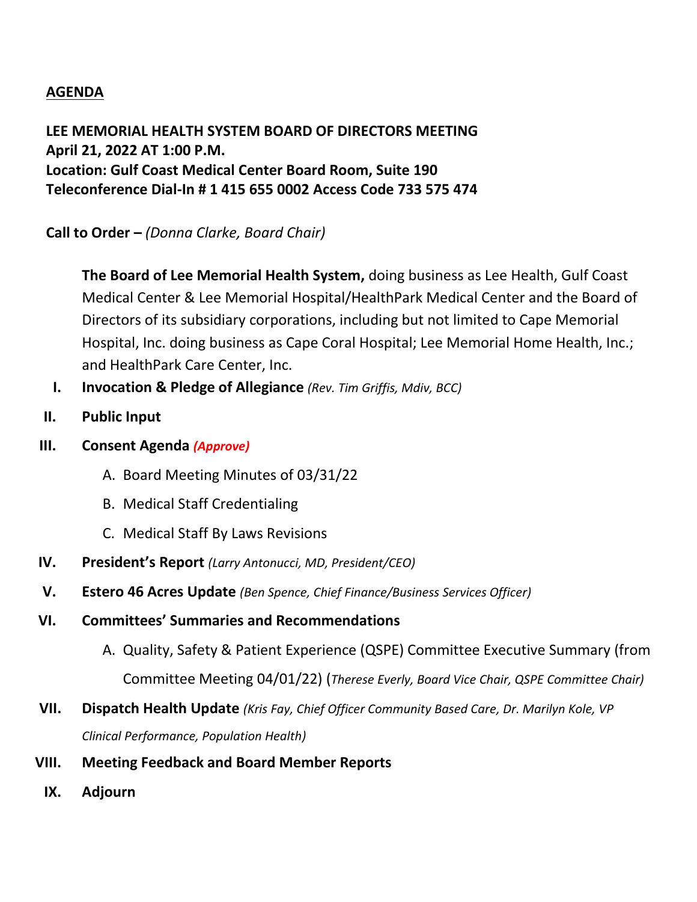## AGENDA

**LEE MEMORIAL HEALTH SYSTEM BOARD OF DIRECTORS MEETING**
**April 21, 2022 AT 1:00 P.M.**
**Location: Gulf Coast Medical Center Board Room, Suite 190**
**Teleconference Dial-In # 1 415 655 0002 Access Code 733 575 474**

**Call to Order –** *(Donna Clarke, Board Chair)*

**The Board of Lee Memorial Health System,** doing business as Lee Health, Gulf Coast Medical Center & Lee Memorial Hospital/HealthPark Medical Center and the Board of Directors of its subsidiary corporations, including but not limited to Cape Memorial Hospital, Inc. doing business as Cape Coral Hospital; Lee Memorial Home Health, Inc.; and HealthPark Care Center, Inc.

I. **Invocation & Pledge of Allegiance** *(Rev. Tim Griffis, Mdiv, BCC)*

II. **Public Input**

III. **Consent Agenda** ***(Approve)***

   A. Board Meeting Minutes of 03/31/22

   B. Medical Staff Credentialing

   C. Medical Staff By Laws Revisions

IV. **President's Report** *(Larry Antonucci, MD, President/CEO)*

V. **Estero 46 Acres Update** *(Ben Spence, Chief Finance/Business Services Officer)*

VI. **Committees' Summaries and Recommendations**

   A. Quality, Safety & Patient Experience (QSPE) Committee Executive Summary (from Committee Meeting 04/01/22) (*Therese Everly, Board Vice Chair, QSPE Committee Chair)*

VII. **Dispatch Health Update** *(Kris Fay, Chief Officer Community Based Care, Dr. Marilyn Kole, VP Clinical Performance, Population Health)*

VIII. **Meeting Feedback and Board Member Reports**

IX. **Adjourn**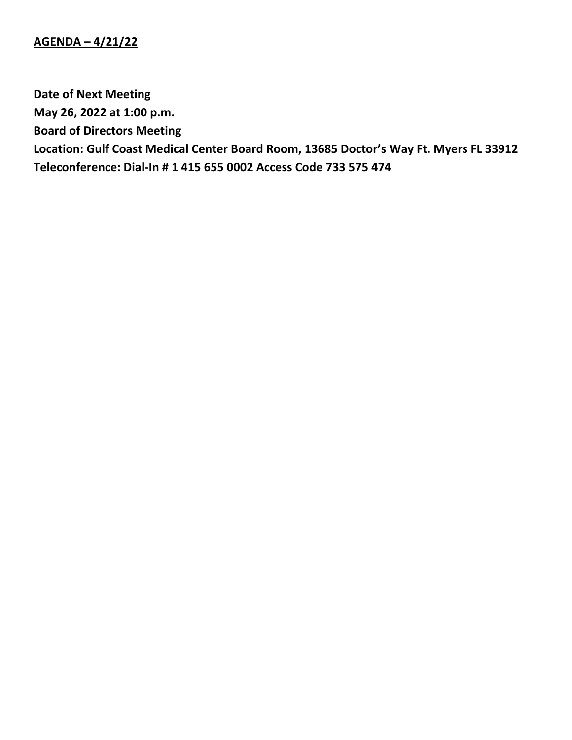**<u>AGENDA – 4/21/22</u>**

**Date of Next Meeting**
**May 26, 2022 at 1:00 p.m.**
**Board of Directors Meeting**
**Location: Gulf Coast Medical Center Board Room, 13685 Doctor's Way Ft. Myers FL 33912**
**Teleconference: Dial-In # 1 415 655 0002 Access Code 733 575 474**